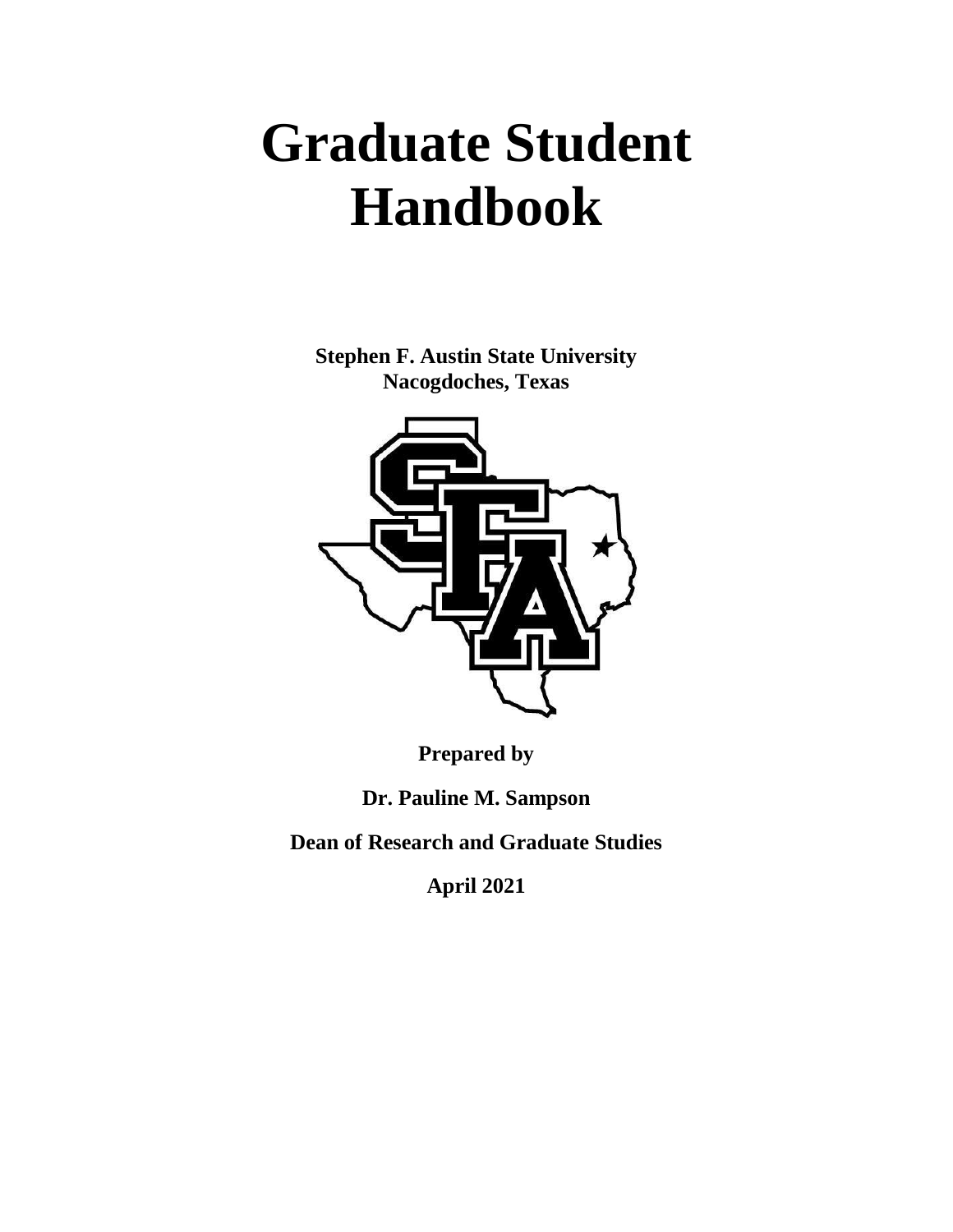# Graduate Student Handbook

**Stephen F. Austin State University**
**Nacogdoches, Texas**

**Prepared by**

**Dr. Pauline M. Sampson**

**Dean of Research and Graduate Studies**

**April 2021**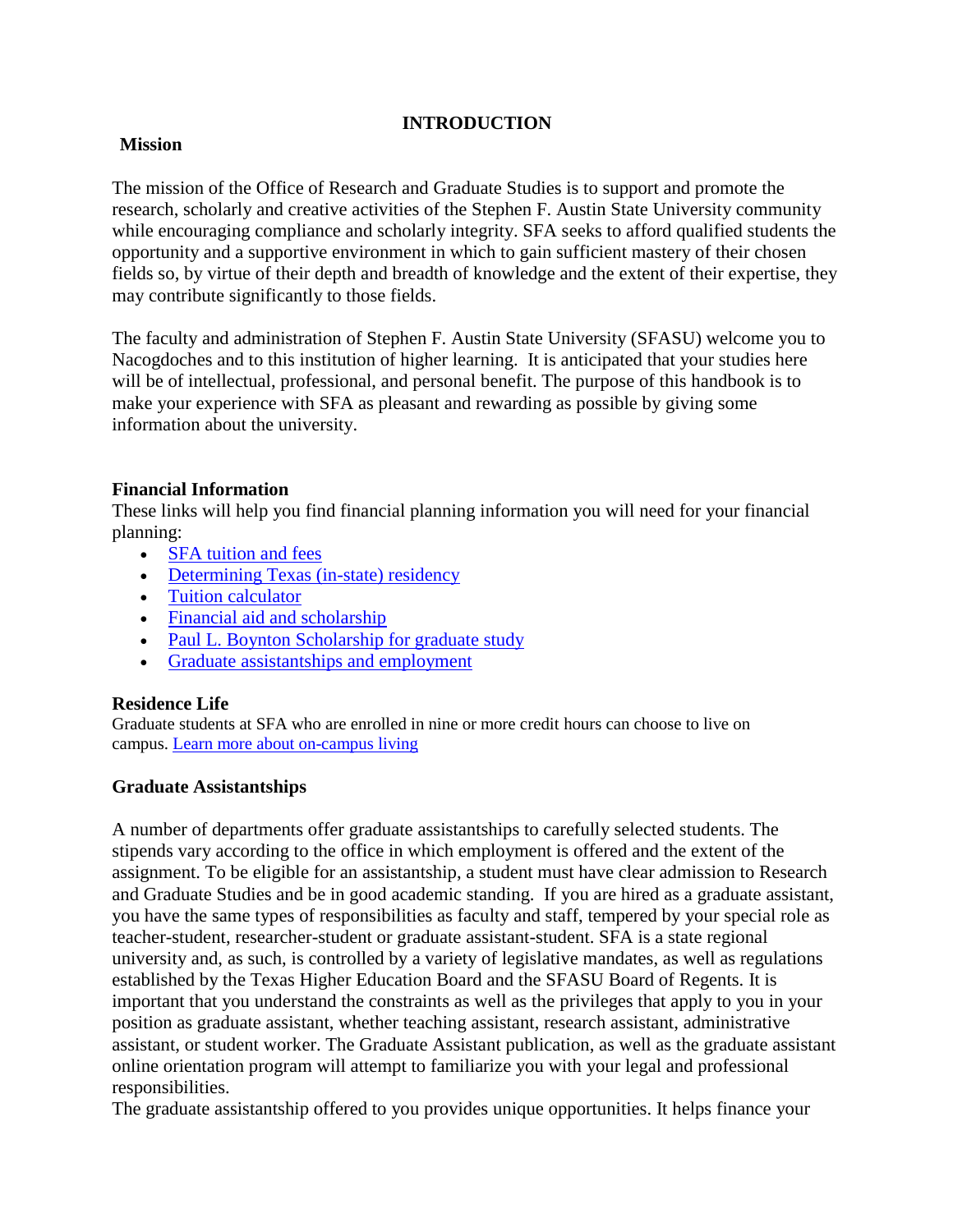# INTRODUCTION

## Mission

The mission of the Office of Research and Graduate Studies is to support and promote the research, scholarly and creative activities of the Stephen F. Austin State University community while encouraging compliance and scholarly integrity. SFA seeks to afford qualified students the opportunity and a supportive environment in which to gain sufficient mastery of their chosen fields so, by virtue of their depth and breadth of knowledge and the extent of their expertise, they may contribute significantly to those fields.

The faculty and administration of Stephen F. Austin State University (SFASU) welcome you to Nacogdoches and to this institution of higher learning. It is anticipated that your studies here will be of intellectual, professional, and personal benefit. The purpose of this handbook is to make your experience with SFA as pleasant and rewarding as possible by giving some information about the university.

## Financial Information

These links will help you find financial planning information you will need for your financial planning:

- SFA tuition and fees
- Determining Texas (in-state) residency
- Tuition calculator
- Financial aid and scholarship
- Paul L. Boynton Scholarship for graduate study
- Graduate assistantships and employment

## Residence Life

Graduate students at SFA who are enrolled in nine or more credit hours can choose to live on campus. Learn more about on-campus living

## Graduate Assistantships

A number of departments offer graduate assistantships to carefully selected students. The stipends vary according to the office in which employment is offered and the extent of the assignment. To be eligible for an assistantship, a student must have clear admission to Research and Graduate Studies and be in good academic standing. If you are hired as a graduate assistant, you have the same types of responsibilities as faculty and staff, tempered by your special role as teacher-student, researcher-student or graduate assistant-student. SFA is a state regional university and, as such, is controlled by a variety of legislative mandates, as well as regulations established by the Texas Higher Education Board and the SFASU Board of Regents. It is important that you understand the constraints as well as the privileges that apply to you in your position as graduate assistant, whether teaching assistant, research assistant, administrative assistant, or student worker. The Graduate Assistant publication, as well as the graduate assistant online orientation program will attempt to familiarize you with your legal and professional responsibilities.

The graduate assistantship offered to you provides unique opportunities. It helps finance your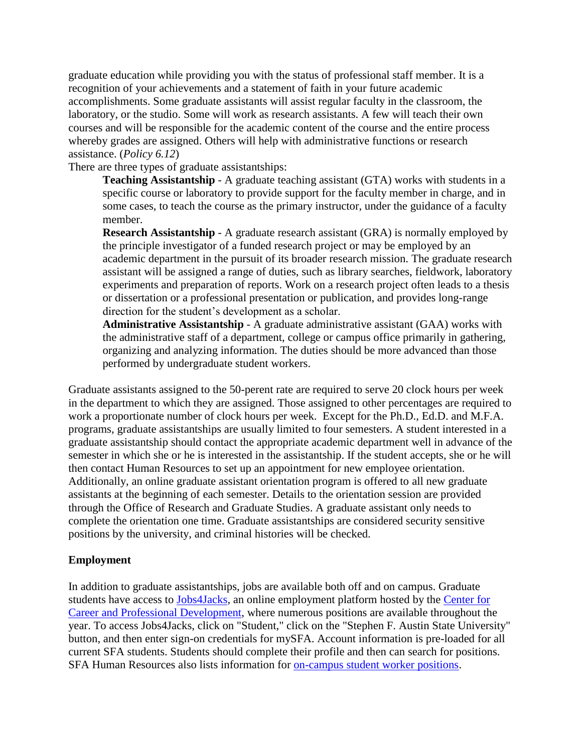graduate education while providing you with the status of professional staff member. It is a recognition of your achievements and a statement of faith in your future academic accomplishments. Some graduate assistants will assist regular faculty in the classroom, the laboratory, or the studio. Some will work as research assistants. A few will teach their own courses and will be responsible for the academic content of the course and the entire process whereby grades are assigned. Others will help with administrative functions or research assistance. (*Policy 6.12*)

There are three types of graduate assistantships:

**Teaching Assistantship** - A graduate teaching assistant (GTA) works with students in a specific course or laboratory to provide support for the faculty member in charge, and in some cases, to teach the course as the primary instructor, under the guidance of a faculty member.

**Research Assistantship** - A graduate research assistant (GRA) is normally employed by the principle investigator of a funded research project or may be employed by an academic department in the pursuit of its broader research mission. The graduate research assistant will be assigned a range of duties, such as library searches, fieldwork, laboratory experiments and preparation of reports. Work on a research project often leads to a thesis or dissertation or a professional presentation or publication, and provides long-range direction for the student's development as a scholar.

**Administrative Assistantship** - A graduate administrative assistant (GAA) works with the administrative staff of a department, college or campus office primarily in gathering, organizing and analyzing information. The duties should be more advanced than those performed by undergraduate student workers.

Graduate assistants assigned to the 50-perent rate are required to serve 20 clock hours per week in the department to which they are assigned. Those assigned to other percentages are required to work a proportionate number of clock hours per week. Except for the Ph.D., Ed.D. and M.F.A. programs, graduate assistantships are usually limited to four semesters. A student interested in a graduate assistantship should contact the appropriate academic department well in advance of the semester in which she or he is interested in the assistantship. If the student accepts, she or he will then contact Human Resources to set up an appointment for new employee orientation. Additionally, an online graduate assistant orientation program is offered to all new graduate assistants at the beginning of each semester. Details to the orientation session are provided through the Office of Research and Graduate Studies. A graduate assistant only needs to complete the orientation one time. Graduate assistantships are considered security sensitive positions by the university, and criminal histories will be checked.

**Employment**

In addition to graduate assistantships, jobs are available both off and on campus. Graduate students have access to Jobs4Jacks, an online employment platform hosted by the Center for Career and Professional Development, where numerous positions are available throughout the year. To access Jobs4Jacks, click on "Student," click on the "Stephen F. Austin State University" button, and then enter sign-on credentials for mySFA. Account information is pre-loaded for all current SFA students. Students should complete their profile and then can search for positions. SFA Human Resources also lists information for on-campus student worker positions.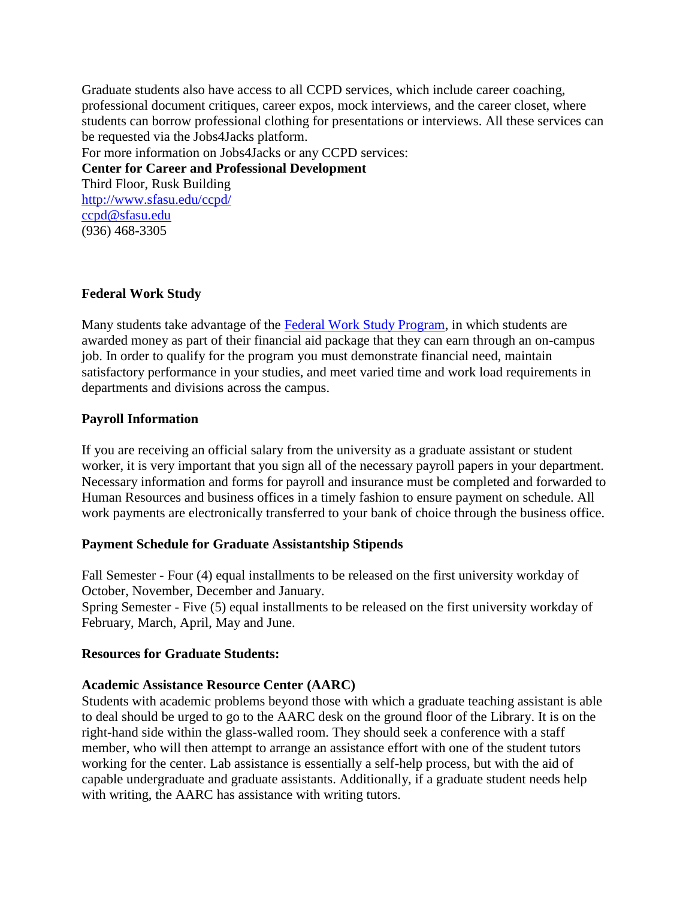Graduate students also have access to all CCPD services, which include career coaching, professional document critiques, career expos, mock interviews, and the career closet, where students can borrow professional clothing for presentations or interviews. All these services can be requested via the Jobs4Jacks platform.

For more information on Jobs4Jacks or any CCPD services:

**Center for Career and Professional Development**
Third Floor, Rusk Building
http://www.sfasu.edu/ccpd/
ccpd@sfasu.edu
(936) 468-3305

### Federal Work Study

Many students take advantage of the Federal Work Study Program, in which students are awarded money as part of their financial aid package that they can earn through an on-campus job. In order to qualify for the program you must demonstrate financial need, maintain satisfactory performance in your studies, and meet varied time and work load requirements in departments and divisions across the campus.

### Payroll Information

If you are receiving an official salary from the university as a graduate assistant or student worker, it is very important that you sign all of the necessary payroll papers in your department. Necessary information and forms for payroll and insurance must be completed and forwarded to Human Resources and business offices in a timely fashion to ensure payment on schedule. All work payments are electronically transferred to your bank of choice through the business office.

### Payment Schedule for Graduate Assistantship Stipends

Fall Semester - Four (4) equal installments to be released on the first university workday of October, November, December and January.
Spring Semester - Five (5) equal installments to be released on the first university workday of February, March, April, May and June.

### Resources for Graduate Students:

**Academic Assistance Resource Center (AARC)**
Students with academic problems beyond those with which a graduate teaching assistant is able to deal should be urged to go to the AARC desk on the ground floor of the Library. It is on the right-hand side within the glass-walled room. They should seek a conference with a staff member, who will then attempt to arrange an assistance effort with one of the student tutors working for the center. Lab assistance is essentially a self-help process, but with the aid of capable undergraduate and graduate assistants. Additionally, if a graduate student needs help with writing, the AARC has assistance with writing tutors.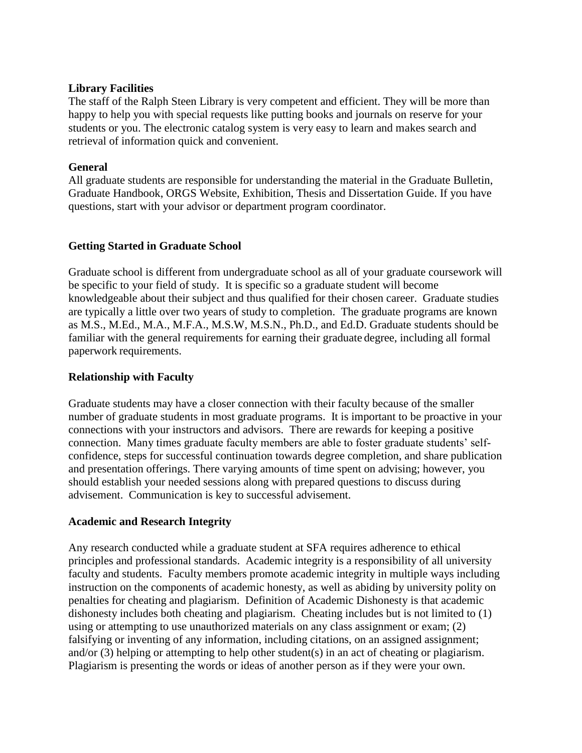**Library Facilities**

The staff of the Ralph Steen Library is very competent and efficient. They will be more than happy to help you with special requests like putting books and journals on reserve for your students or you. The electronic catalog system is very easy to learn and makes search and retrieval of information quick and convenient.

**General**

All graduate students are responsible for understanding the material in the Graduate Bulletin, Graduate Handbook, ORGS Website, Exhibition, Thesis and Dissertation Guide. If you have questions, start with your advisor or department program coordinator.

**Getting Started in Graduate School**

Graduate school is different from undergraduate school as all of your graduate coursework will be specific to your field of study. It is specific so a graduate student will become knowledgeable about their subject and thus qualified for their chosen career. Graduate studies are typically a little over two years of study to completion. The graduate programs are known as M.S., M.Ed., M.A., M.F.A., M.S.W, M.S.N., Ph.D., and Ed.D. Graduate students should be familiar with the general requirements for earning their graduate degree, including all formal paperwork requirements.

**Relationship with Faculty**

Graduate students may have a closer connection with their faculty because of the smaller number of graduate students in most graduate programs. It is important to be proactive in your connections with your instructors and advisors. There are rewards for keeping a positive connection. Many times graduate faculty members are able to foster graduate students' self-confidence, steps for successful continuation towards degree completion, and share publication and presentation offerings. There varying amounts of time spent on advising; however, you should establish your needed sessions along with prepared questions to discuss during advisement. Communication is key to successful advisement.

**Academic and Research Integrity**

Any research conducted while a graduate student at SFA requires adherence to ethical principles and professional standards. Academic integrity is a responsibility of all university faculty and students. Faculty members promote academic integrity in multiple ways including instruction on the components of academic honesty, as well as abiding by university polity on penalties for cheating and plagiarism. Definition of Academic Dishonesty is that academic dishonesty includes both cheating and plagiarism. Cheating includes but is not limited to (1) using or attempting to use unauthorized materials on any class assignment or exam; (2) falsifying or inventing of any information, including citations, on an assigned assignment; and/or (3) helping or attempting to help other student(s) in an act of cheating or plagiarism. Plagiarism is presenting the words or ideas of another person as if they were your own.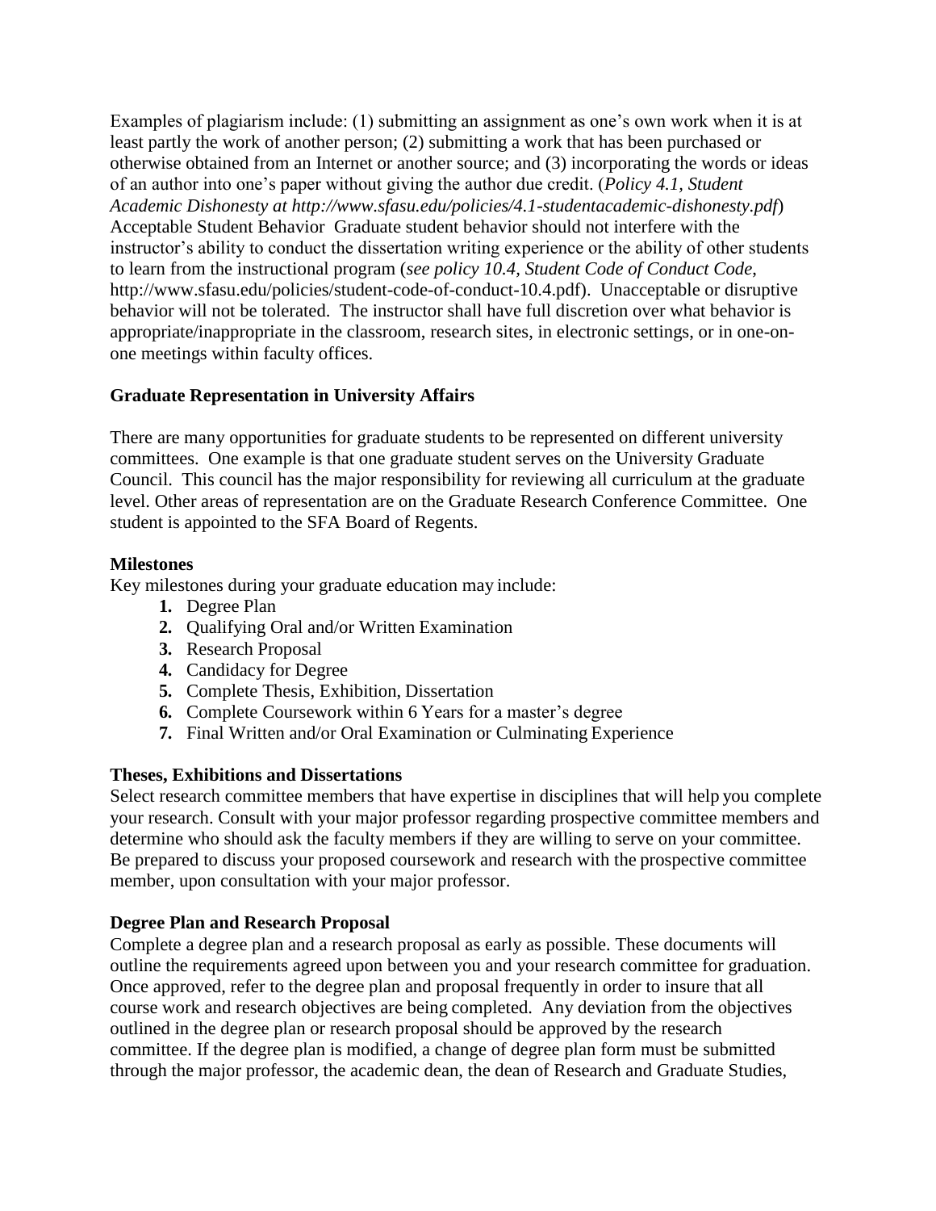Examples of plagiarism include: (1) submitting an assignment as one's own work when it is at least partly the work of another person; (2) submitting a work that has been purchased or otherwise obtained from an Internet or another source; and (3) incorporating the words or ideas of an author into one's paper without giving the author due credit. (*Policy 4.1, Student Academic Dishonesty at http://www.sfasu.edu/policies/4.1-studentacademic-dishonesty.pdf*) Acceptable Student Behavior Graduate student behavior should not interfere with the instructor's ability to conduct the dissertation writing experience or the ability of other students to learn from the instructional program (*see policy 10.4, Student Code of Conduct Code*, http://www.sfasu.edu/policies/student-code-of-conduct-10.4.pdf). Unacceptable or disruptive behavior will not be tolerated. The instructor shall have full discretion over what behavior is appropriate/inappropriate in the classroom, research sites, in electronic settings, or in one-on-one meetings within faculty offices.

**Graduate Representation in University Affairs**

There are many opportunities for graduate students to be represented on different university committees. One example is that one graduate student serves on the University Graduate Council. This council has the major responsibility for reviewing all curriculum at the graduate level. Other areas of representation are on the Graduate Research Conference Committee. One student is appointed to the SFA Board of Regents.

**Milestones**

Key milestones during your graduate education may include:

1. Degree Plan
2. Qualifying Oral and/or Written Examination
3. Research Proposal
4. Candidacy for Degree
5. Complete Thesis, Exhibition, Dissertation
6. Complete Coursework within 6 Years for a master's degree
7. Final Written and/or Oral Examination or Culminating Experience

**Theses, Exhibitions and Dissertations**

Select research committee members that have expertise in disciplines that will help you complete your research. Consult with your major professor regarding prospective committee members and determine who should ask the faculty members if they are willing to serve on your committee. Be prepared to discuss your proposed coursework and research with the prospective committee member, upon consultation with your major professor.

**Degree Plan and Research Proposal**

Complete a degree plan and a research proposal as early as possible. These documents will outline the requirements agreed upon between you and your research committee for graduation. Once approved, refer to the degree plan and proposal frequently in order to insure that all course work and research objectives are being completed. Any deviation from the objectives outlined in the degree plan or research proposal should be approved by the research committee. If the degree plan is modified, a change of degree plan form must be submitted through the major professor, the academic dean, the dean of Research and Graduate Studies,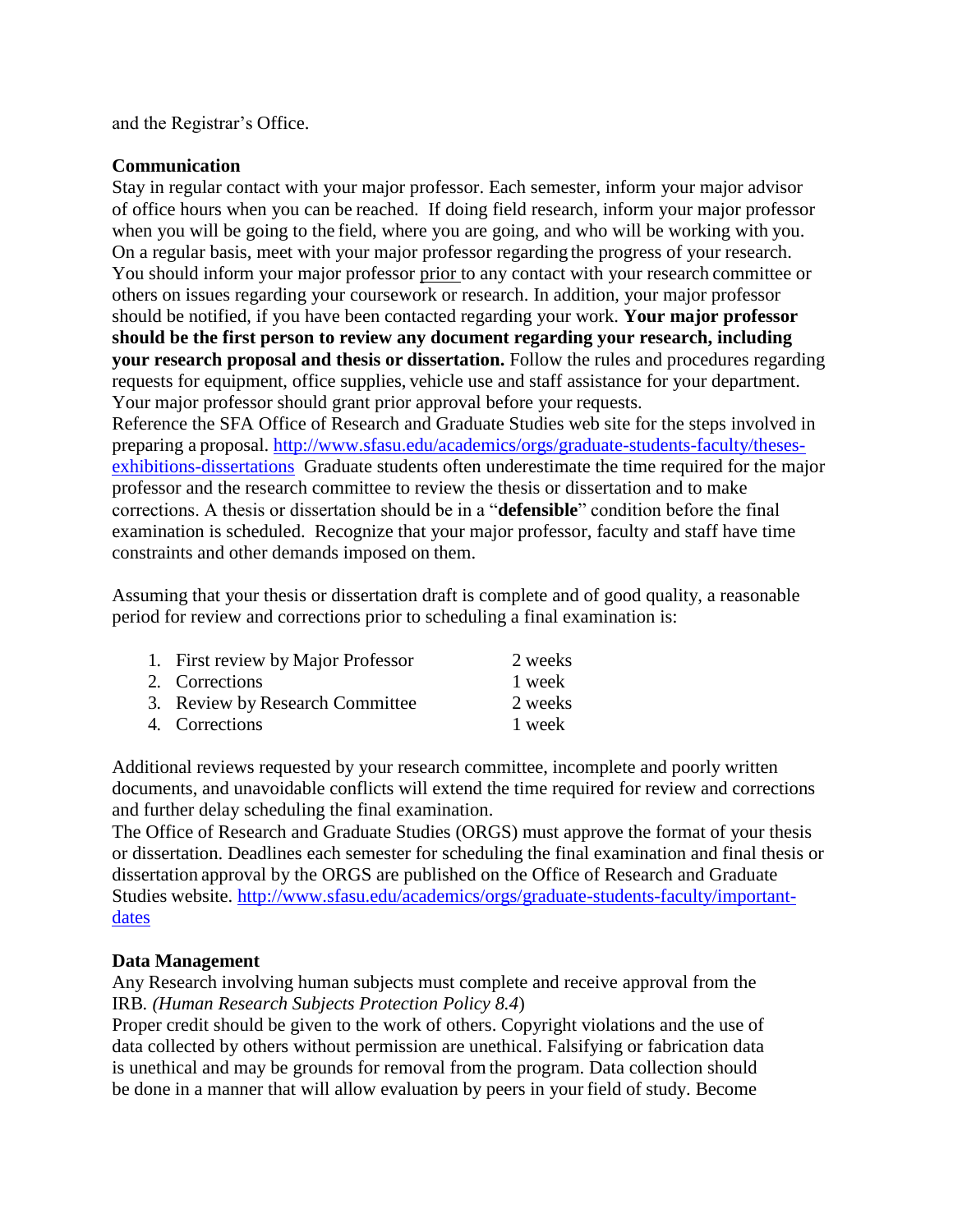and the Registrar's Office.

**Communication**

Stay in regular contact with your major professor. Each semester, inform your major advisor of office hours when you can be reached. If doing field research, inform your major professor when you will be going to the field, where you are going, and who will be working with you. On a regular basis, meet with your major professor regarding the progress of your research. You should inform your major professor prior to any contact with your research committee or others on issues regarding your coursework or research. In addition, your major professor should be notified, if you have been contacted regarding your work. **Your major professor should be the first person to review any document regarding your research, including your research proposal and thesis or dissertation.** Follow the rules and procedures regarding requests for equipment, office supplies, vehicle use and staff assistance for your department. Your major professor should grant prior approval before your requests.

Reference the SFA Office of Research and Graduate Studies web site for the steps involved in preparing a proposal. http://www.sfasu.edu/academics/orgs/graduate-students-faculty/theses-exhibitions-dissertations Graduate students often underestimate the time required for the major professor and the research committee to review the thesis or dissertation and to make corrections. A thesis or dissertation should be in a "**defensible**" condition before the final examination is scheduled. Recognize that your major professor, faculty and staff have time constraints and other demands imposed on them.

Assuming that your thesis or dissertation draft is complete and of good quality, a reasonable period for review and corrections prior to scheduling a final examination is:

| | |
|---|---|
| 1. First review by Major Professor | 2 weeks |
| 2. Corrections | 1 week |
| 3. Review by Research Committee | 2 weeks |
| 4. Corrections | 1 week |

Additional reviews requested by your research committee, incomplete and poorly written documents, and unavoidable conflicts will extend the time required for review and corrections and further delay scheduling the final examination.

The Office of Research and Graduate Studies (ORGS) must approve the format of your thesis or dissertation. Deadlines each semester for scheduling the final examination and final thesis or dissertation approval by the ORGS are published on the Office of Research and Graduate Studies website. http://www.sfasu.edu/academics/orgs/graduate-students-faculty/important-dates

**Data Management**

Any Research involving human subjects must complete and receive approval from the IRB. *(Human Research Subjects Protection Policy 8.4*)

Proper credit should be given to the work of others. Copyright violations and the use of data collected by others without permission are unethical. Falsifying or fabrication data is unethical and may be grounds for removal from the program. Data collection should be done in a manner that will allow evaluation by peers in your field of study. Become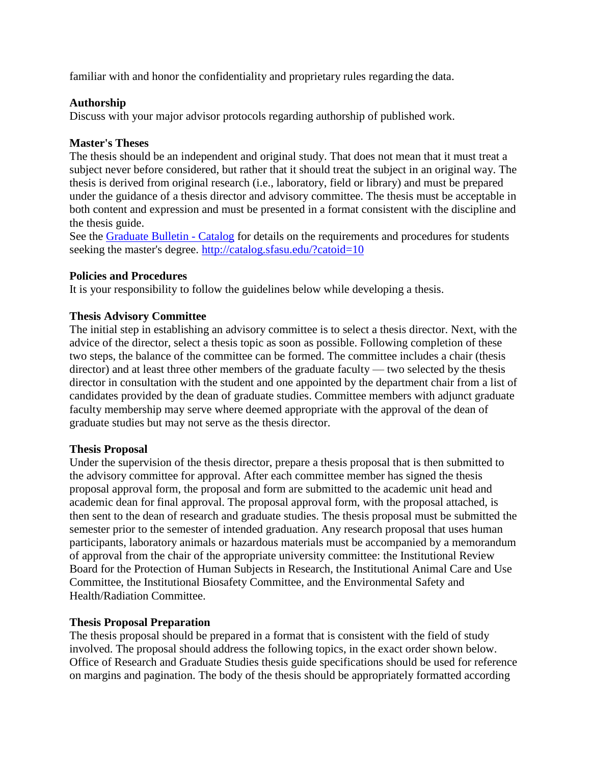familiar with and honor the confidentiality and proprietary rules regarding the data.

**Authorship**

Discuss with your major advisor protocols regarding authorship of published work.

**Master's Theses**

The thesis should be an independent and original study. That does not mean that it must treat a subject never before considered, but rather that it should treat the subject in an original way. The thesis is derived from original research (i.e., laboratory, field or library) and must be prepared under the guidance of a thesis director and advisory committee. The thesis must be acceptable in both content and expression and must be presented in a format consistent with the discipline and the thesis guide.

See the [Graduate Bulletin - Catalog](http://catalog.sfasu.edu/?catoid=10) for details on the requirements and procedures for students seeking the master's degree. http://catalog.sfasu.edu/?catoid=10

**Policies and Procedures**

It is your responsibility to follow the guidelines below while developing a thesis.

**Thesis Advisory Committee**

The initial step in establishing an advisory committee is to select a thesis director. Next, with the advice of the director, select a thesis topic as soon as possible. Following completion of these two steps, the balance of the committee can be formed. The committee includes a chair (thesis director) and at least three other members of the graduate faculty — two selected by the thesis director in consultation with the student and one appointed by the department chair from a list of candidates provided by the dean of graduate studies. Committee members with adjunct graduate faculty membership may serve where deemed appropriate with the approval of the dean of graduate studies but may not serve as the thesis director.

**Thesis Proposal**

Under the supervision of the thesis director, prepare a thesis proposal that is then submitted to the advisory committee for approval. After each committee member has signed the thesis proposal approval form, the proposal and form are submitted to the academic unit head and academic dean for final approval. The proposal approval form, with the proposal attached, is then sent to the dean of research and graduate studies. The thesis proposal must be submitted the semester prior to the semester of intended graduation. Any research proposal that uses human participants, laboratory animals or hazardous materials must be accompanied by a memorandum of approval from the chair of the appropriate university committee: the Institutional Review Board for the Protection of Human Subjects in Research, the Institutional Animal Care and Use Committee, the Institutional Biosafety Committee, and the Environmental Safety and Health/Radiation Committee.

**Thesis Proposal Preparation**

The thesis proposal should be prepared in a format that is consistent with the field of study involved. The proposal should address the following topics, in the exact order shown below. Office of Research and Graduate Studies thesis guide specifications should be used for reference on margins and pagination. The body of the thesis should be appropriately formatted according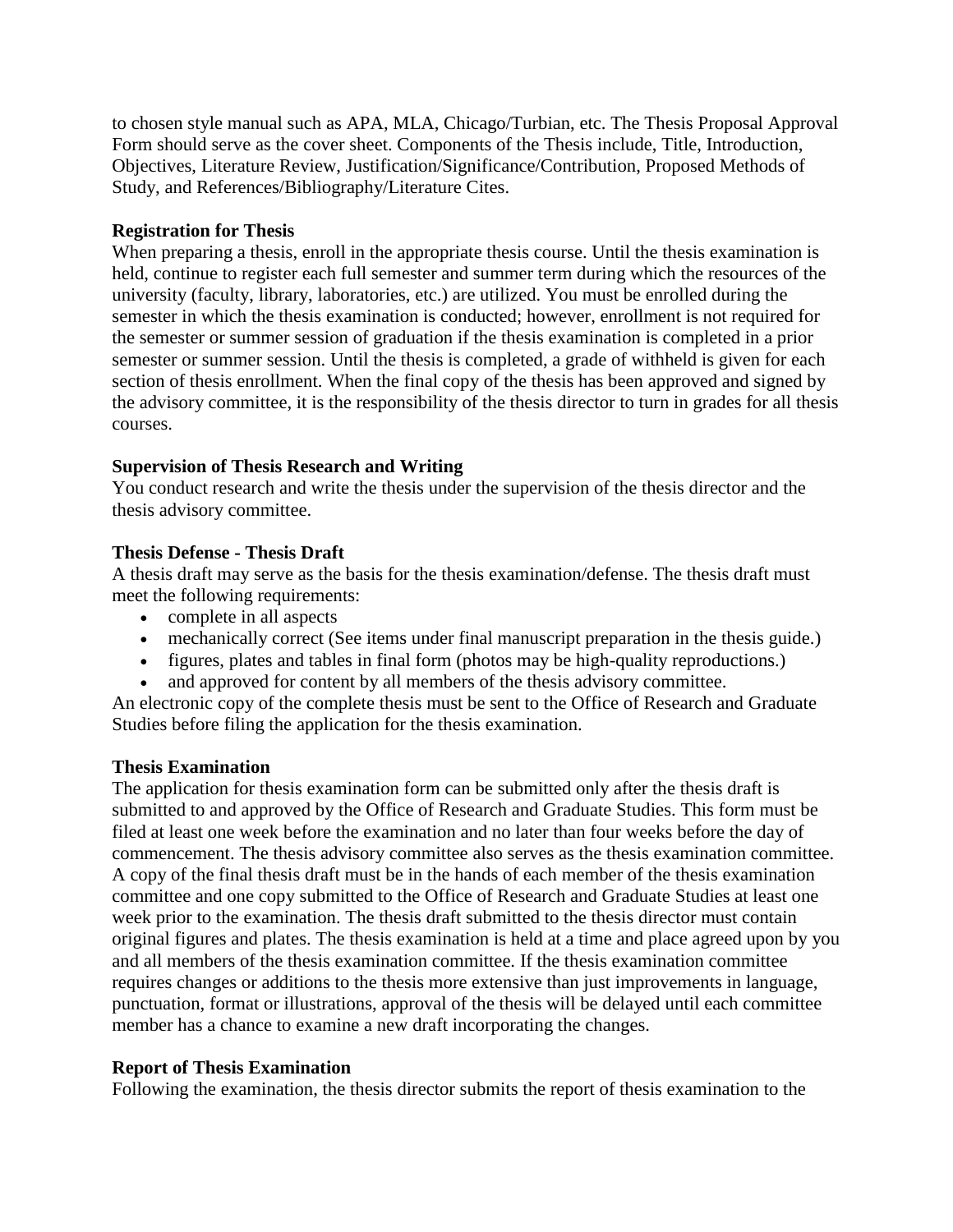to chosen style manual such as APA, MLA, Chicago/Turbian, etc. The Thesis Proposal Approval Form should serve as the cover sheet. Components of the Thesis include, Title, Introduction, Objectives, Literature Review, Justification/Significance/Contribution, Proposed Methods of Study, and References/Bibliography/Literature Cites.

**Registration for Thesis**

When preparing a thesis, enroll in the appropriate thesis course. Until the thesis examination is held, continue to register each full semester and summer term during which the resources of the university (faculty, library, laboratories, etc.) are utilized. You must be enrolled during the semester in which the thesis examination is conducted; however, enrollment is not required for the semester or summer session of graduation if the thesis examination is completed in a prior semester or summer session. Until the thesis is completed, a grade of withheld is given for each section of thesis enrollment. When the final copy of the thesis has been approved and signed by the advisory committee, it is the responsibility of the thesis director to turn in grades for all thesis courses.

**Supervision of Thesis Research and Writing**

You conduct research and write the thesis under the supervision of the thesis director and the thesis advisory committee.

**Thesis Defense - Thesis Draft**

A thesis draft may serve as the basis for the thesis examination/defense. The thesis draft must meet the following requirements:

- complete in all aspects
- mechanically correct (See items under final manuscript preparation in the thesis guide.)
- figures, plates and tables in final form (photos may be high-quality reproductions.)
- and approved for content by all members of the thesis advisory committee.

An electronic copy of the complete thesis must be sent to the Office of Research and Graduate Studies before filing the application for the thesis examination.

**Thesis Examination**

The application for thesis examination form can be submitted only after the thesis draft is submitted to and approved by the Office of Research and Graduate Studies. This form must be filed at least one week before the examination and no later than four weeks before the day of commencement. The thesis advisory committee also serves as the thesis examination committee. A copy of the final thesis draft must be in the hands of each member of the thesis examination committee and one copy submitted to the Office of Research and Graduate Studies at least one week prior to the examination. The thesis draft submitted to the thesis director must contain original figures and plates. The thesis examination is held at a time and place agreed upon by you and all members of the thesis examination committee. If the thesis examination committee requires changes or additions to the thesis more extensive than just improvements in language, punctuation, format or illustrations, approval of the thesis will be delayed until each committee member has a chance to examine a new draft incorporating the changes.

**Report of Thesis Examination**

Following the examination, the thesis director submits the report of thesis examination to the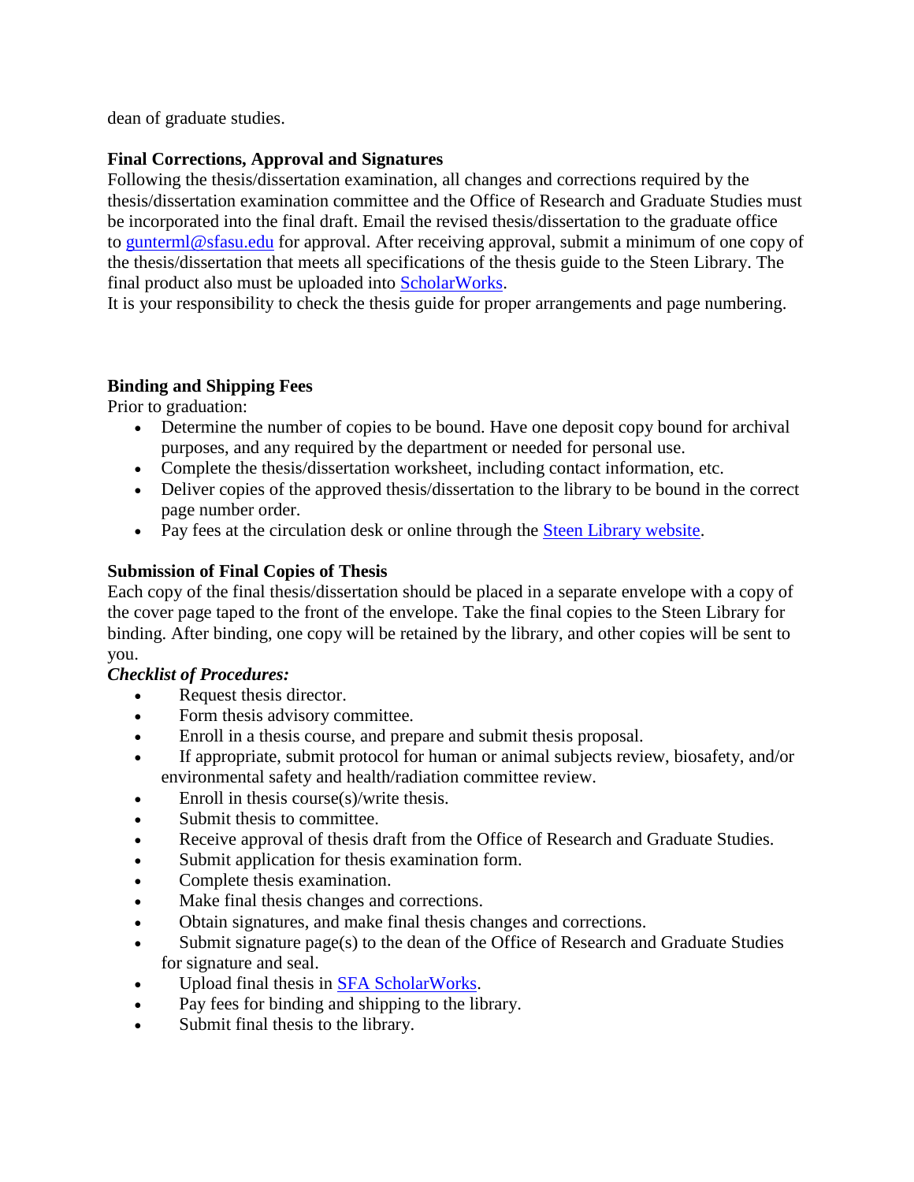dean of graduate studies.

**Final Corrections, Approval and Signatures**
Following the thesis/dissertation examination, all changes and corrections required by the thesis/dissertation examination committee and the Office of Research and Graduate Studies must be incorporated into the final draft. Email the revised thesis/dissertation to the graduate office to [gunterml@sfasu.edu](mailto:gunterml@sfasu.edu) for approval. After receiving approval, submit a minimum of one copy of the thesis/dissertation that meets all specifications of the thesis guide to the Steen Library. The final product also must be uploaded into ScholarWorks.
It is your responsibility to check the thesis guide for proper arrangements and page numbering.

**Binding and Shipping Fees**
Prior to graduation:

- Determine the number of copies to be bound. Have one deposit copy bound for archival purposes, and any required by the department or needed for personal use.
- Complete the thesis/dissertation worksheet, including contact information, etc.
- Deliver copies of the approved thesis/dissertation to the library to be bound in the correct page number order.
- Pay fees at the circulation desk or online through the Steen Library website.

**Submission of Final Copies of Thesis**
Each copy of the final thesis/dissertation should be placed in a separate envelope with a copy of the cover page taped to the front of the envelope. Take the final copies to the Steen Library for binding. After binding, one copy will be retained by the library, and other copies will be sent to you.

***Checklist of Procedures:***

- Request thesis director.
- Form thesis advisory committee.
- Enroll in a thesis course, and prepare and submit thesis proposal.
- If appropriate, submit protocol for human or animal subjects review, biosafety, and/or environmental safety and health/radiation committee review.
- Enroll in thesis course(s)/write thesis.
- Submit thesis to committee.
- Receive approval of thesis draft from the Office of Research and Graduate Studies.
- Submit application for thesis examination form.
- Complete thesis examination.
- Make final thesis changes and corrections.
- Obtain signatures, and make final thesis changes and corrections.
- Submit signature page(s) to the dean of the Office of Research and Graduate Studies for signature and seal.
- Upload final thesis in SFA ScholarWorks.
- Pay fees for binding and shipping to the library.
- Submit final thesis to the library.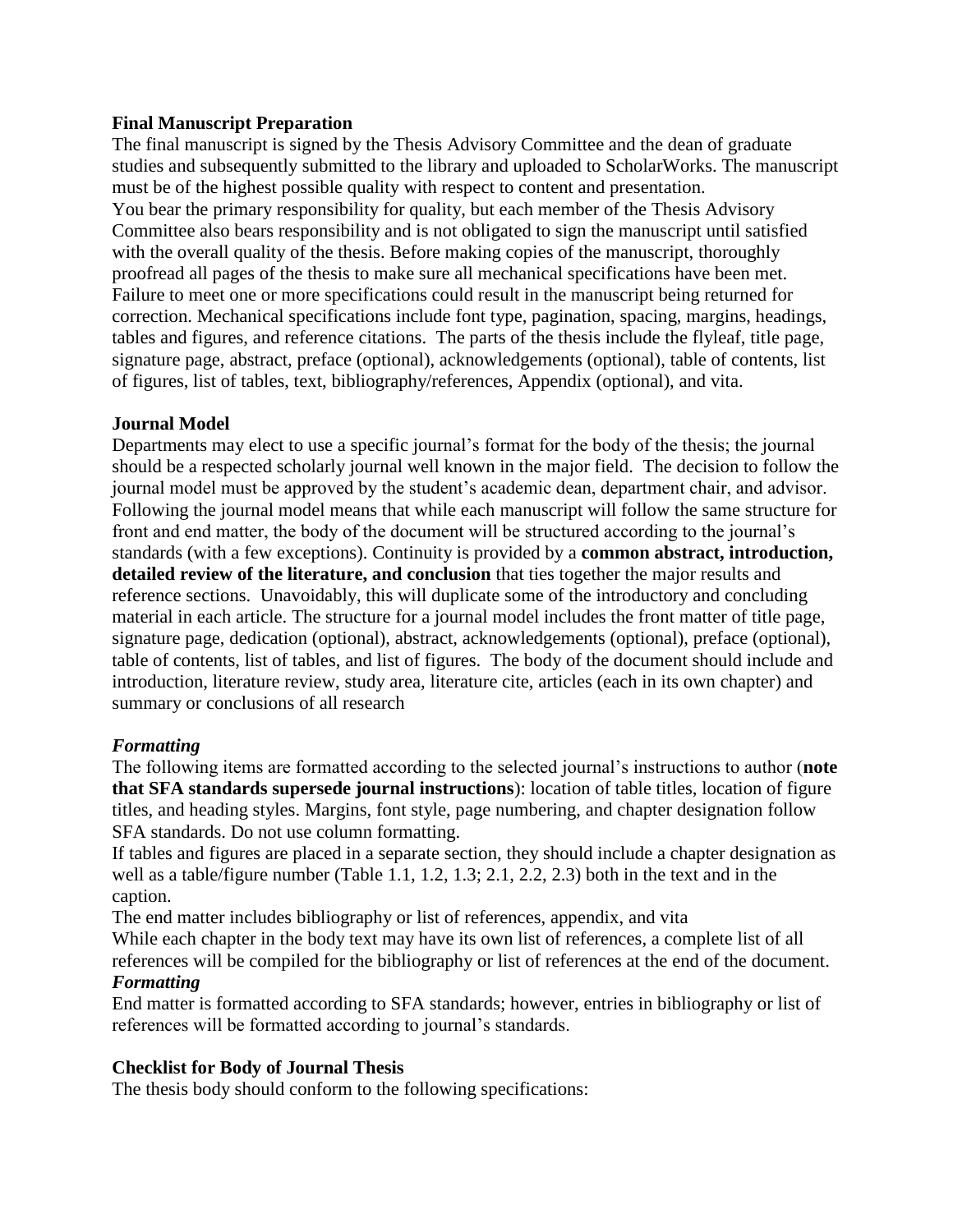**Final Manuscript Preparation**

The final manuscript is signed by the Thesis Advisory Committee and the dean of graduate studies and subsequently submitted to the library and uploaded to ScholarWorks. The manuscript must be of the highest possible quality with respect to content and presentation.

You bear the primary responsibility for quality, but each member of the Thesis Advisory Committee also bears responsibility and is not obligated to sign the manuscript until satisfied with the overall quality of the thesis. Before making copies of the manuscript, thoroughly proofread all pages of the thesis to make sure all mechanical specifications have been met. Failure to meet one or more specifications could result in the manuscript being returned for correction. Mechanical specifications include font type, pagination, spacing, margins, headings, tables and figures, and reference citations. The parts of the thesis include the flyleaf, title page, signature page, abstract, preface (optional), acknowledgements (optional), table of contents, list of figures, list of tables, text, bibliography/references, Appendix (optional), and vita.

**Journal Model**

Departments may elect to use a specific journal's format for the body of the thesis; the journal should be a respected scholarly journal well known in the major field. The decision to follow the journal model must be approved by the student's academic dean, department chair, and advisor. Following the journal model means that while each manuscript will follow the same structure for front and end matter, the body of the document will be structured according to the journal's standards (with a few exceptions). Continuity is provided by a **common abstract, introduction, detailed review of the literature, and conclusion** that ties together the major results and reference sections. Unavoidably, this will duplicate some of the introductory and concluding material in each article. The structure for a journal model includes the front matter of title page, signature page, dedication (optional), abstract, acknowledgements (optional), preface (optional), table of contents, list of tables, and list of figures. The body of the document should include and introduction, literature review, study area, literature cite, articles (each in its own chapter) and summary or conclusions of all research

***Formatting***

The following items are formatted according to the selected journal's instructions to author (**note that SFA standards supersede journal instructions**): location of table titles, location of figure titles, and heading styles. Margins, font style, page numbering, and chapter designation follow SFA standards. Do not use column formatting.

If tables and figures are placed in a separate section, they should include a chapter designation as well as a table/figure number (Table 1.1, 1.2, 1.3; 2.1, 2.2, 2.3) both in the text and in the caption.

The end matter includes bibliography or list of references, appendix, and vita

While each chapter in the body text may have its own list of references, a complete list of all references will be compiled for the bibliography or list of references at the end of the document.

***Formatting***

End matter is formatted according to SFA standards; however, entries in bibliography or list of references will be formatted according to journal's standards.

**Checklist for Body of Journal Thesis**

The thesis body should conform to the following specifications: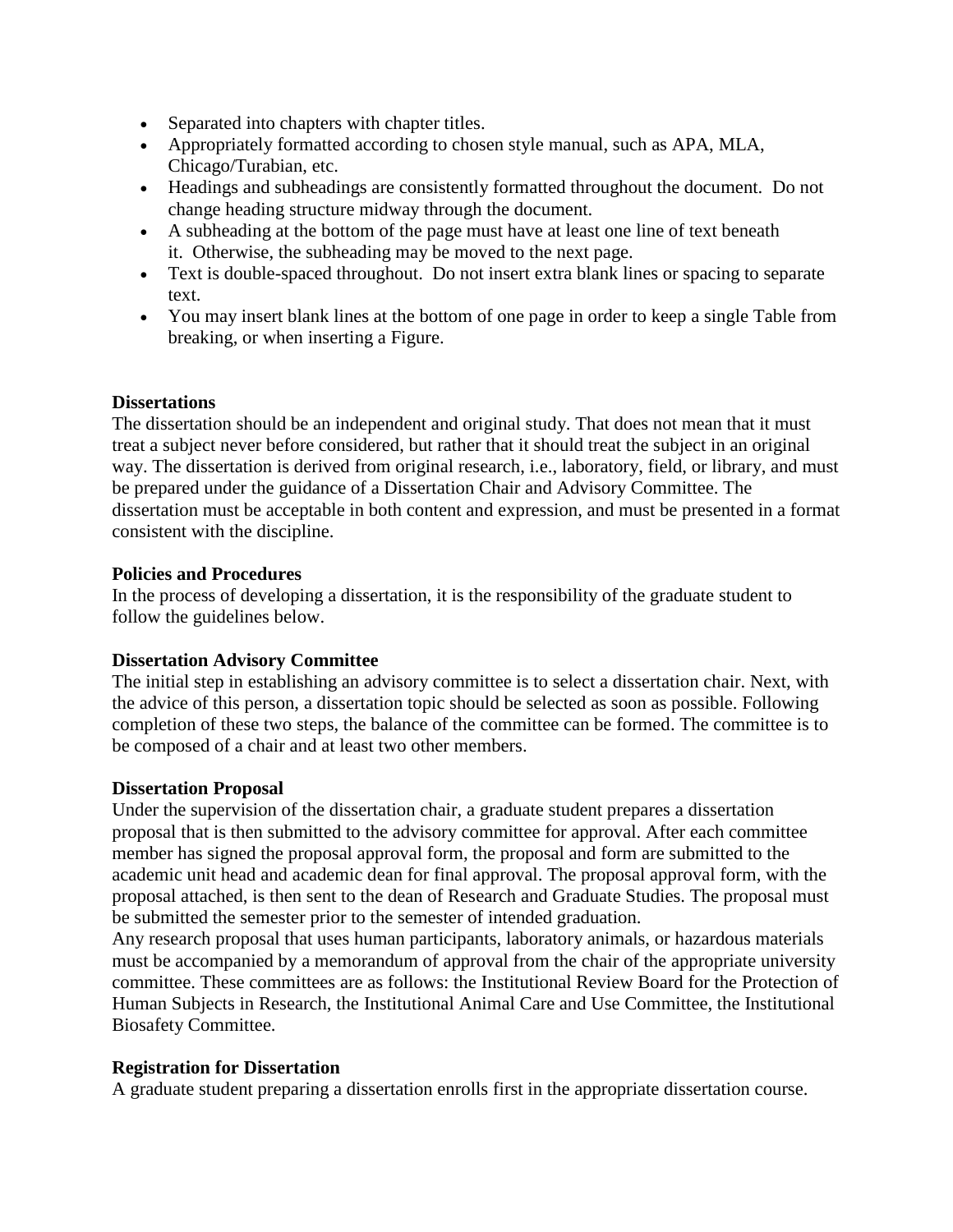- Separated into chapters with chapter titles.
- Appropriately formatted according to chosen style manual, such as APA, MLA, Chicago/Turabian, etc.
- Headings and subheadings are consistently formatted throughout the document. Do not change heading structure midway through the document.
- A subheading at the bottom of the page must have at least one line of text beneath it. Otherwise, the subheading may be moved to the next page.
- Text is double-spaced throughout. Do not insert extra blank lines or spacing to separate text.
- You may insert blank lines at the bottom of one page in order to keep a single Table from breaking, or when inserting a Figure.

**Dissertations**

The dissertation should be an independent and original study. That does not mean that it must treat a subject never before considered, but rather that it should treat the subject in an original way. The dissertation is derived from original research, i.e., laboratory, field, or library, and must be prepared under the guidance of a Dissertation Chair and Advisory Committee. The dissertation must be acceptable in both content and expression, and must be presented in a format consistent with the discipline.

**Policies and Procedures**

In the process of developing a dissertation, it is the responsibility of the graduate student to follow the guidelines below.

**Dissertation Advisory Committee**

The initial step in establishing an advisory committee is to select a dissertation chair. Next, with the advice of this person, a dissertation topic should be selected as soon as possible. Following completion of these two steps, the balance of the committee can be formed. The committee is to be composed of a chair and at least two other members.

**Dissertation Proposal**

Under the supervision of the dissertation chair, a graduate student prepares a dissertation proposal that is then submitted to the advisory committee for approval. After each committee member has signed the proposal approval form, the proposal and form are submitted to the academic unit head and academic dean for final approval. The proposal approval form, with the proposal attached, is then sent to the dean of Research and Graduate Studies. The proposal must be submitted the semester prior to the semester of intended graduation.

Any research proposal that uses human participants, laboratory animals, or hazardous materials must be accompanied by a memorandum of approval from the chair of the appropriate university committee. These committees are as follows: the Institutional Review Board for the Protection of Human Subjects in Research, the Institutional Animal Care and Use Committee, the Institutional Biosafety Committee.

**Registration for Dissertation**

A graduate student preparing a dissertation enrolls first in the appropriate dissertation course.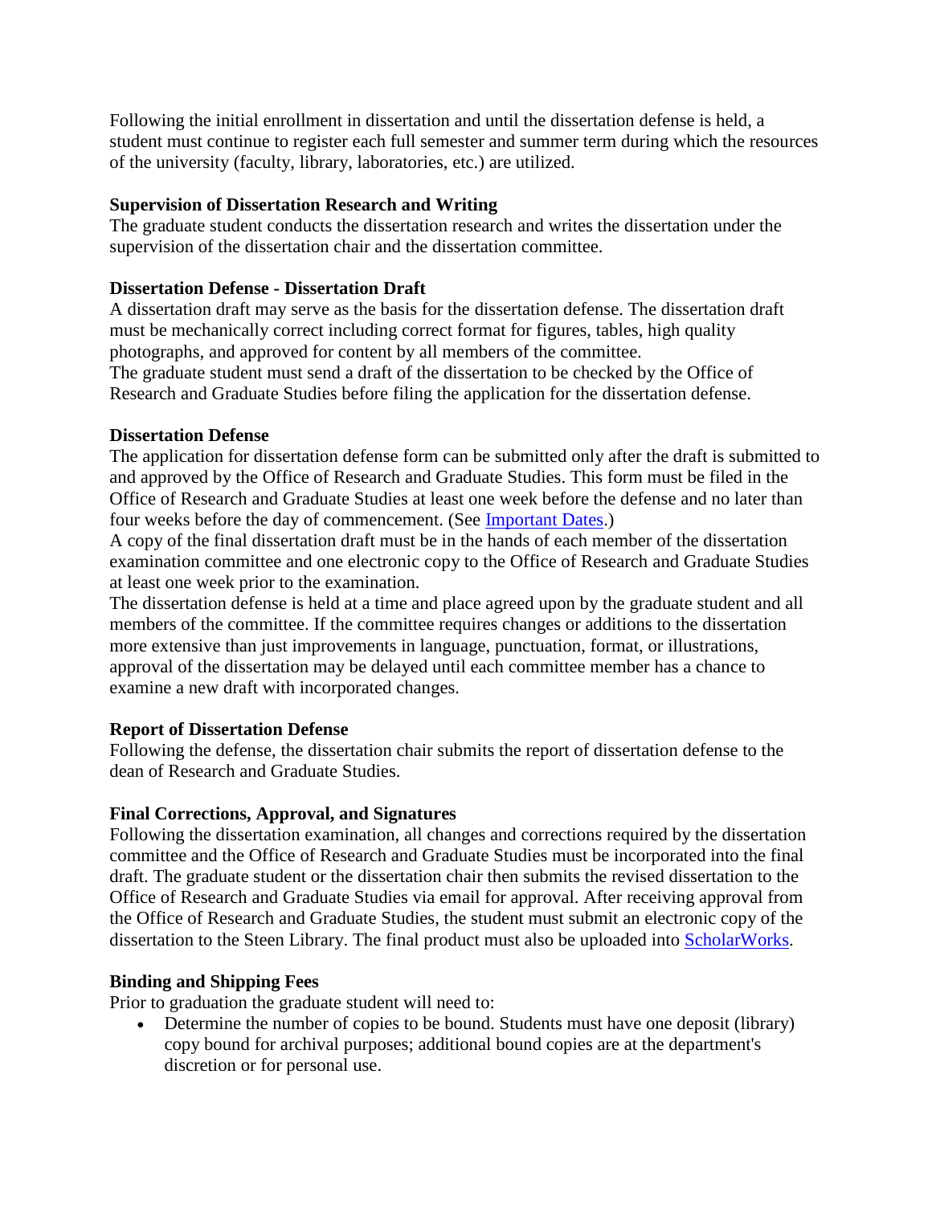Following the initial enrollment in dissertation and until the dissertation defense is held, a student must continue to register each full semester and summer term during which the resources of the university (faculty, library, laboratories, etc.) are utilized.

**Supervision of Dissertation Research and Writing**
The graduate student conducts the dissertation research and writes the dissertation under the supervision of the dissertation chair and the dissertation committee.

**Dissertation Defense - Dissertation Draft**
A dissertation draft may serve as the basis for the dissertation defense. The dissertation draft must be mechanically correct including correct format for figures, tables, high quality photographs, and approved for content by all members of the committee.
The graduate student must send a draft of the dissertation to be checked by the Office of Research and Graduate Studies before filing the application for the dissertation defense.

**Dissertation Defense**
The application for dissertation defense form can be submitted only after the draft is submitted to and approved by the Office of Research and Graduate Studies. This form must be filed in the Office of Research and Graduate Studies at least one week before the defense and no later than four weeks before the day of commencement. (See Important Dates.)
A copy of the final dissertation draft must be in the hands of each member of the dissertation examination committee and one electronic copy to the Office of Research and Graduate Studies at least one week prior to the examination.
The dissertation defense is held at a time and place agreed upon by the graduate student and all members of the committee. If the committee requires changes or additions to the dissertation more extensive than just improvements in language, punctuation, format, or illustrations, approval of the dissertation may be delayed until each committee member has a chance to examine a new draft with incorporated changes.

**Report of Dissertation Defense**
Following the defense, the dissertation chair submits the report of dissertation defense to the dean of Research and Graduate Studies.

**Final Corrections, Approval, and Signatures**
Following the dissertation examination, all changes and corrections required by the dissertation committee and the Office of Research and Graduate Studies must be incorporated into the final draft. The graduate student or the dissertation chair then submits the revised dissertation to the Office of Research and Graduate Studies via email for approval. After receiving approval from the Office of Research and Graduate Studies, the student must submit an electronic copy of the dissertation to the Steen Library. The final product must also be uploaded into ScholarWorks.

**Binding and Shipping Fees**
Prior to graduation the graduate student will need to:

- Determine the number of copies to be bound. Students must have one deposit (library) copy bound for archival purposes; additional bound copies are at the department's discretion or for personal use.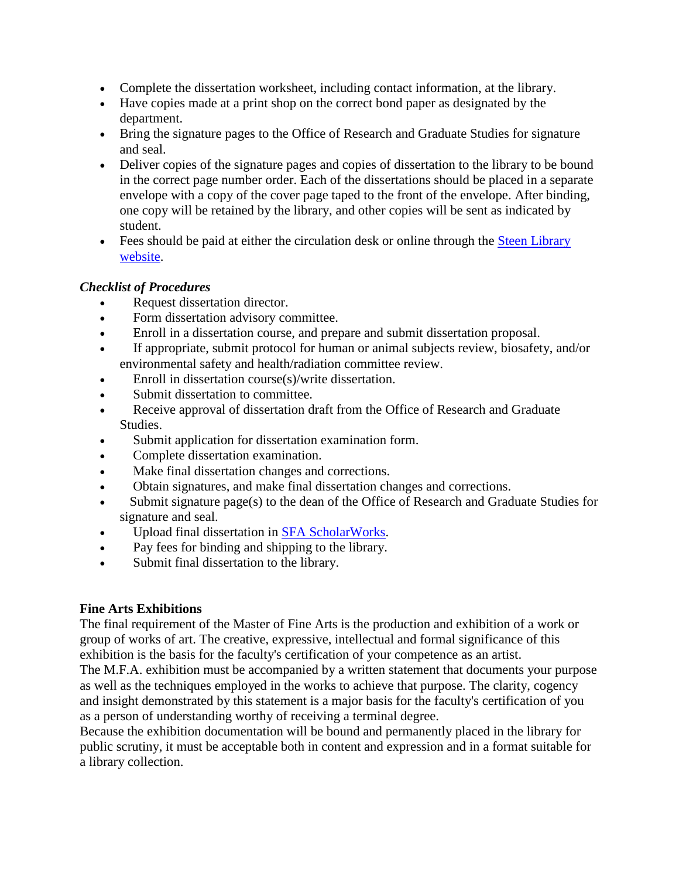- Complete the dissertation worksheet, including contact information, at the library.
- Have copies made at a print shop on the correct bond paper as designated by the department.
- Bring the signature pages to the Office of Research and Graduate Studies for signature and seal.
- Deliver copies of the signature pages and copies of dissertation to the library to be bound in the correct page number order. Each of the dissertations should be placed in a separate envelope with a copy of the cover page taped to the front of the envelope. After binding, one copy will be retained by the library, and other copies will be sent as indicated by student.
- Fees should be paid at either the circulation desk or online through the [Steen Library website](#).

### *Checklist of Procedures*

- Request dissertation director.
- Form dissertation advisory committee.
- Enroll in a dissertation course, and prepare and submit dissertation proposal.
- If appropriate, submit protocol for human or animal subjects review, biosafety, and/or environmental safety and health/radiation committee review.
- Enroll in dissertation course(s)/write dissertation.
- Submit dissertation to committee.
- Receive approval of dissertation draft from the Office of Research and Graduate Studies.
- Submit application for dissertation examination form.
- Complete dissertation examination.
- Make final dissertation changes and corrections.
- Obtain signatures, and make final dissertation changes and corrections.
- Submit signature page(s) to the dean of the Office of Research and Graduate Studies for signature and seal.
- Upload final dissertation in [SFA ScholarWorks](#).
- Pay fees for binding and shipping to the library.
- Submit final dissertation to the library.

### **Fine Arts Exhibitions**

The final requirement of the Master of Fine Arts is the production and exhibition of a work or group of works of art. The creative, expressive, intellectual and formal significance of this exhibition is the basis for the faculty's certification of your competence as an artist.

The M.F.A. exhibition must be accompanied by a written statement that documents your purpose as well as the techniques employed in the works to achieve that purpose. The clarity, cogency and insight demonstrated by this statement is a major basis for the faculty's certification of you as a person of understanding worthy of receiving a terminal degree.

Because the exhibition documentation will be bound and permanently placed in the library for public scrutiny, it must be acceptable both in content and expression and in a format suitable for a library collection.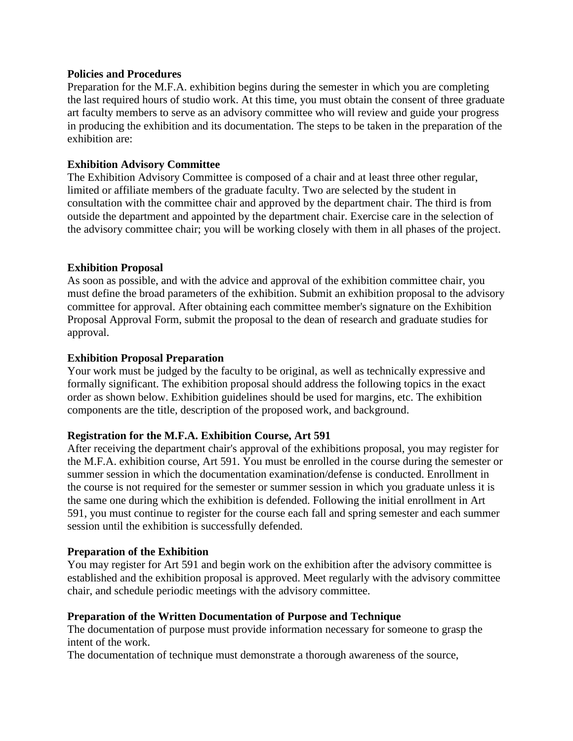**Policies and Procedures**

Preparation for the M.F.A. exhibition begins during the semester in which you are completing the last required hours of studio work. At this time, you must obtain the consent of three graduate art faculty members to serve as an advisory committee who will review and guide your progress in producing the exhibition and its documentation. The steps to be taken in the preparation of the exhibition are:

**Exhibition Advisory Committee**

The Exhibition Advisory Committee is composed of a chair and at least three other regular, limited or affiliate members of the graduate faculty. Two are selected by the student in consultation with the committee chair and approved by the department chair. The third is from outside the department and appointed by the department chair. Exercise care in the selection of the advisory committee chair; you will be working closely with them in all phases of the project.

**Exhibition Proposal**

As soon as possible, and with the advice and approval of the exhibition committee chair, you must define the broad parameters of the exhibition. Submit an exhibition proposal to the advisory committee for approval. After obtaining each committee member's signature on the Exhibition Proposal Approval Form, submit the proposal to the dean of research and graduate studies for approval.

**Exhibition Proposal Preparation**

Your work must be judged by the faculty to be original, as well as technically expressive and formally significant. The exhibition proposal should address the following topics in the exact order as shown below. Exhibition guidelines should be used for margins, etc. The exhibition components are the title, description of the proposed work, and background.

**Registration for the M.F.A. Exhibition Course, Art 591**

After receiving the department chair's approval of the exhibitions proposal, you may register for the M.F.A. exhibition course, Art 591. You must be enrolled in the course during the semester or summer session in which the documentation examination/defense is conducted. Enrollment in the course is not required for the semester or summer session in which you graduate unless it is the same one during which the exhibition is defended. Following the initial enrollment in Art 591, you must continue to register for the course each fall and spring semester and each summer session until the exhibition is successfully defended.

**Preparation of the Exhibition**

You may register for Art 591 and begin work on the exhibition after the advisory committee is established and the exhibition proposal is approved. Meet regularly with the advisory committee chair, and schedule periodic meetings with the advisory committee.

**Preparation of the Written Documentation of Purpose and Technique**

The documentation of purpose must provide information necessary for someone to grasp the intent of the work.

The documentation of technique must demonstrate a thorough awareness of the source,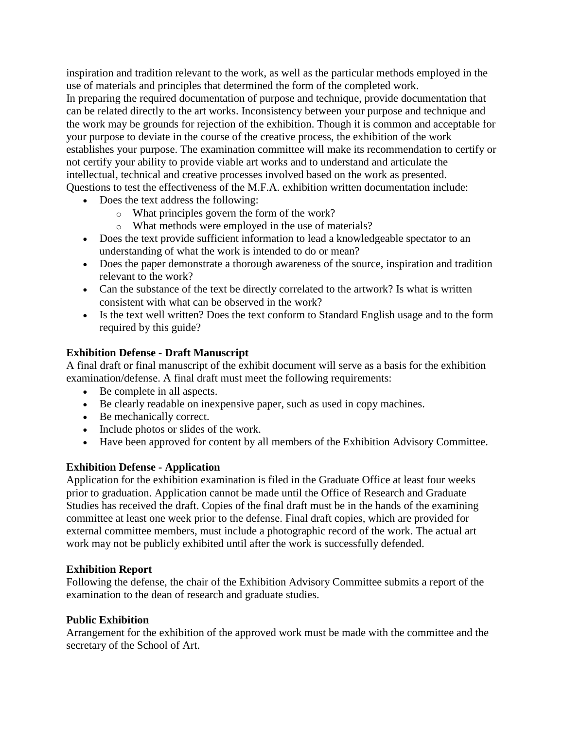inspiration and tradition relevant to the work, as well as the particular methods employed in the use of materials and principles that determined the form of the completed work.
In preparing the required documentation of purpose and technique, provide documentation that can be related directly to the art works. Inconsistency between your purpose and technique and the work may be grounds for rejection of the exhibition. Though it is common and acceptable for your purpose to deviate in the course of the creative process, the exhibition of the work establishes your purpose. The examination committee will make its recommendation to certify or not certify your ability to provide viable art works and to understand and articulate the intellectual, technical and creative processes involved based on the work as presented.
Questions to test the effectiveness of the M.F.A. exhibition written documentation include:

- Does the text address the following:
  - What principles govern the form of the work?
  - What methods were employed in the use of materials?
- Does the text provide sufficient information to lead a knowledgeable spectator to an understanding of what the work is intended to do or mean?
- Does the paper demonstrate a thorough awareness of the source, inspiration and tradition relevant to the work?
- Can the substance of the text be directly correlated to the artwork? Is what is written consistent with what can be observed in the work?
- Is the text well written? Does the text conform to Standard English usage and to the form required by this guide?

**Exhibition Defense - Draft Manuscript**
A final draft or final manuscript of the exhibit document will serve as a basis for the exhibition examination/defense. A final draft must meet the following requirements:

- Be complete in all aspects.
- Be clearly readable on inexpensive paper, such as used in copy machines.
- Be mechanically correct.
- Include photos or slides of the work.
- Have been approved for content by all members of the Exhibition Advisory Committee.

**Exhibition Defense - Application**
Application for the exhibition examination is filed in the Graduate Office at least four weeks prior to graduation. Application cannot be made until the Office of Research and Graduate Studies has received the draft. Copies of the final draft must be in the hands of the examining committee at least one week prior to the defense. Final draft copies, which are provided for external committee members, must include a photographic record of the work. The actual art work may not be publicly exhibited until after the work is successfully defended.

**Exhibition Report**
Following the defense, the chair of the Exhibition Advisory Committee submits a report of the examination to the dean of research and graduate studies.

**Public Exhibition**
Arrangement for the exhibition of the approved work must be made with the committee and the secretary of the School of Art.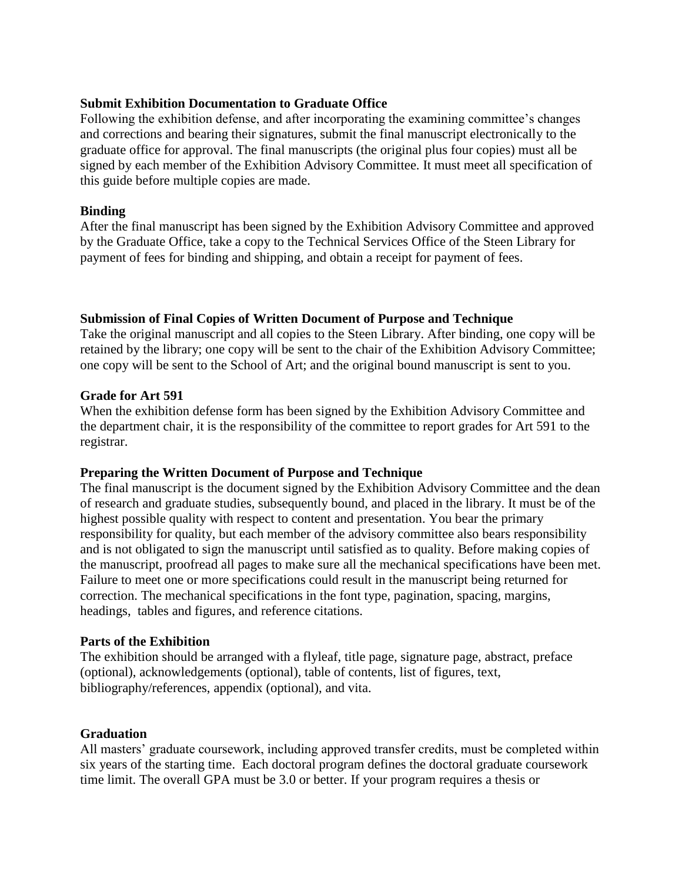**Submit Exhibition Documentation to Graduate Office**

Following the exhibition defense, and after incorporating the examining committee's changes and corrections and bearing their signatures, submit the final manuscript electronically to the graduate office for approval. The final manuscripts (the original plus four copies) must all be signed by each member of the Exhibition Advisory Committee. It must meet all specification of this guide before multiple copies are made.

**Binding**

After the final manuscript has been signed by the Exhibition Advisory Committee and approved by the Graduate Office, take a copy to the Technical Services Office of the Steen Library for payment of fees for binding and shipping, and obtain a receipt for payment of fees.

**Submission of Final Copies of Written Document of Purpose and Technique**

Take the original manuscript and all copies to the Steen Library. After binding, one copy will be retained by the library; one copy will be sent to the chair of the Exhibition Advisory Committee; one copy will be sent to the School of Art; and the original bound manuscript is sent to you.

**Grade for Art 591**

When the exhibition defense form has been signed by the Exhibition Advisory Committee and the department chair, it is the responsibility of the committee to report grades for Art 591 to the registrar.

**Preparing the Written Document of Purpose and Technique**

The final manuscript is the document signed by the Exhibition Advisory Committee and the dean of research and graduate studies, subsequently bound, and placed in the library. It must be of the highest possible quality with respect to content and presentation. You bear the primary responsibility for quality, but each member of the advisory committee also bears responsibility and is not obligated to sign the manuscript until satisfied as to quality. Before making copies of the manuscript, proofread all pages to make sure all the mechanical specifications have been met. Failure to meet one or more specifications could result in the manuscript being returned for correction. The mechanical specifications in the font type, pagination, spacing, margins, headings, tables and figures, and reference citations.

**Parts of the Exhibition**

The exhibition should be arranged with a flyleaf, title page, signature page, abstract, preface (optional), acknowledgements (optional), table of contents, list of figures, text, bibliography/references, appendix (optional), and vita.

**Graduation**

All masters' graduate coursework, including approved transfer credits, must be completed within six years of the starting time. Each doctoral program defines the doctoral graduate coursework time limit. The overall GPA must be 3.0 or better. If your program requires a thesis or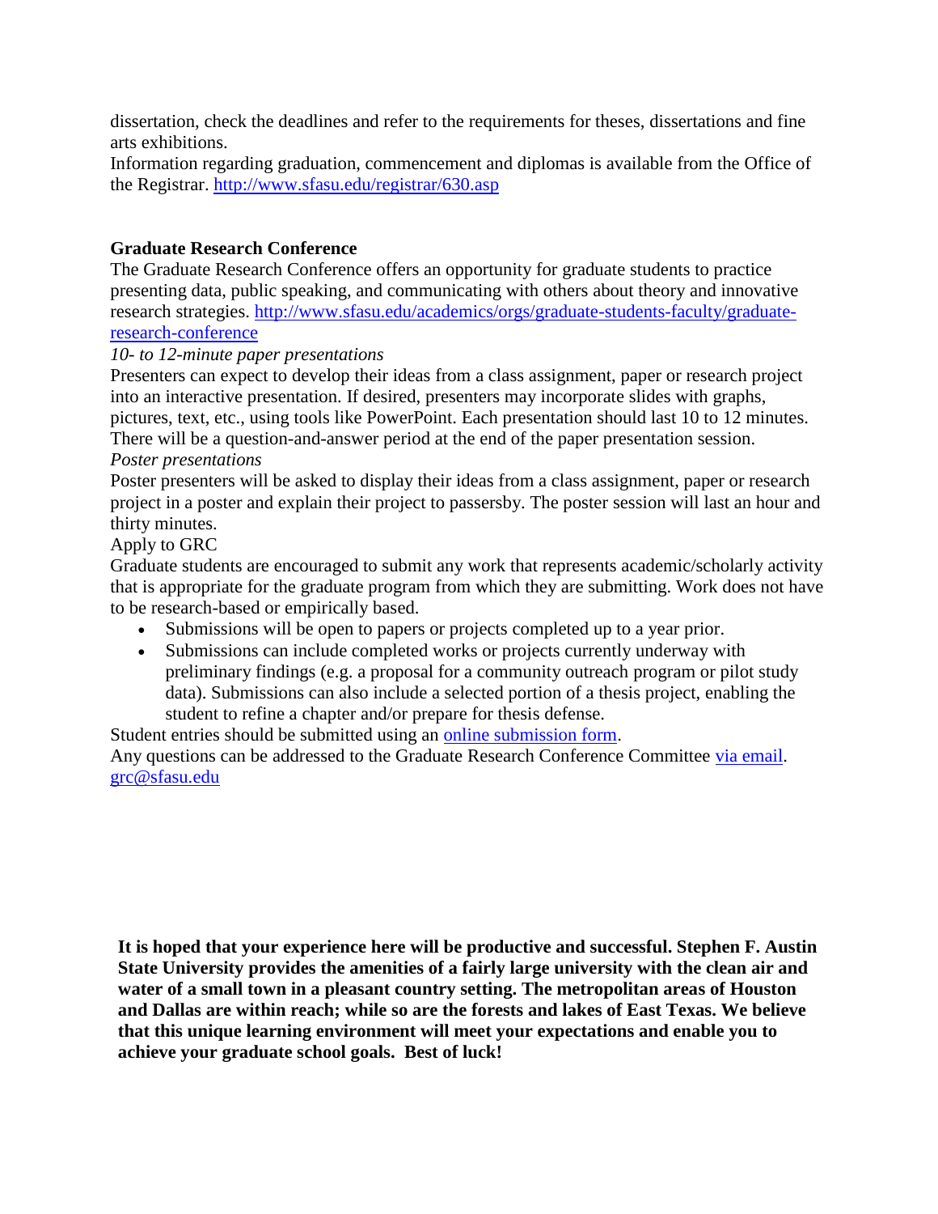dissertation, check the deadlines and refer to the requirements for theses, dissertations and fine arts exhibitions.

Information regarding graduation, commencement and diplomas is available from the Office of the Registrar. http://www.sfasu.edu/registrar/630.asp

**Graduate Research Conference**

The Graduate Research Conference offers an opportunity for graduate students to practice presenting data, public speaking, and communicating with others about theory and innovative research strategies. http://www.sfasu.edu/academics/orgs/graduate-students-faculty/graduate-research-conference

*10- to 12-minute paper presentations*

Presenters can expect to develop their ideas from a class assignment, paper or research project into an interactive presentation. If desired, presenters may incorporate slides with graphs, pictures, text, etc., using tools like PowerPoint. Each presentation should last 10 to 12 minutes. There will be a question-and-answer period at the end of the paper presentation session.

*Poster presentations*

Poster presenters will be asked to display their ideas from a class assignment, paper or research project in a poster and explain their project to passersby. The poster session will last an hour and thirty minutes.

Apply to GRC

Graduate students are encouraged to submit any work that represents academic/scholarly activity that is appropriate for the graduate program from which they are submitting. Work does not have to be research-based or empirically based.

- Submissions will be open to papers or projects completed up to a year prior.
- Submissions can include completed works or projects currently underway with preliminary findings (e.g. a proposal for a community outreach program or pilot study data). Submissions can also include a selected portion of a thesis project, enabling the student to refine a chapter and/or prepare for thesis defense.

Student entries should be submitted using an online submission form.

Any questions can be addressed to the Graduate Research Conference Committee via email. grc@sfasu.edu

**It is hoped that your experience here will be productive and successful. Stephen F. Austin State University provides the amenities of a fairly large university with the clean air and water of a small town in a pleasant country setting. The metropolitan areas of Houston and Dallas are within reach; while so are the forests and lakes of East Texas. We believe that this unique learning environment will meet your expectations and enable you to achieve your graduate school goals. Best of luck!**